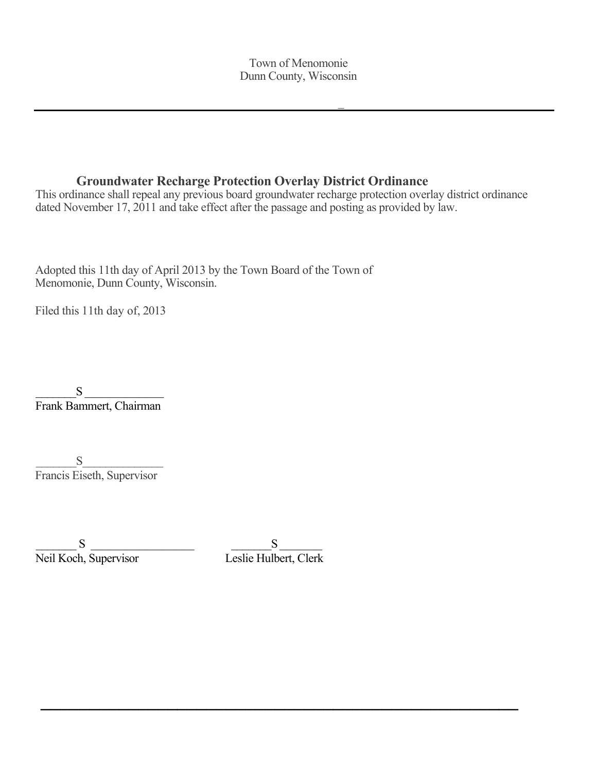Town of Menomonie
Dunn County, Wisconsin

---

## Groundwater Recharge Protection Overlay District Ordinance

This ordinance shall repeal any previous board groundwater recharge protection overlay district ordinance dated November 17, 2011 and take effect after the passage and posting as provided by law.

Adopted this 11th day of April 2013 by the Town Board of the Town of Menomonie, Dunn County, Wisconsin.

Filed this 11th day of, 2013

_______S _____________
Frank Bammert, Chairman

_______S_____________
Francis Eiseth, Supervisor

_______ S _________________
Neil Koch, Supervisor

_______S_______
Leslie Hulbert, Clerk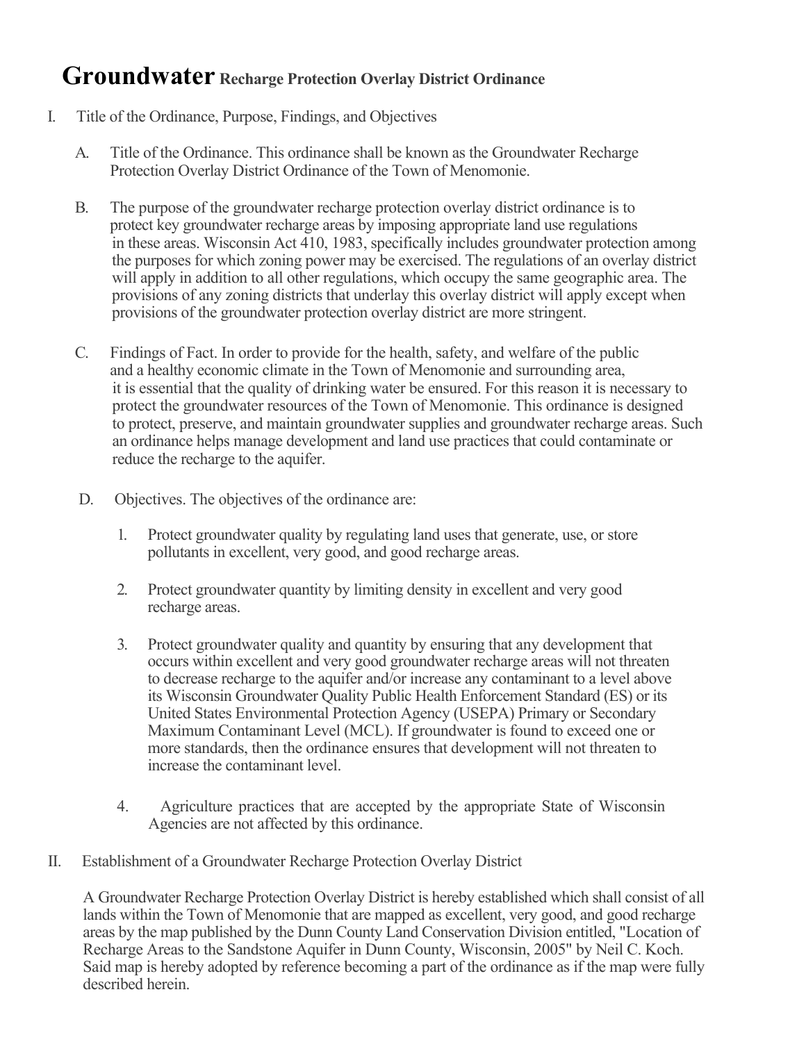# Groundwater Recharge Protection Overlay District Ordinance

I. Title of the Ordinance, Purpose, Findings, and Objectives

A. Title of the Ordinance. This ordinance shall be known as the Groundwater Recharge Protection Overlay District Ordinance of the Town of Menomonie.

B. The purpose of the groundwater recharge protection overlay district ordinance is to protect key groundwater recharge areas by imposing appropriate land use regulations in these areas. Wisconsin Act 410, 1983, specifically includes groundwater protection among the purposes for which zoning power may be exercised. The regulations of an overlay district will apply in addition to all other regulations, which occupy the same geographic area. The provisions of any zoning districts that underlay this overlay district will apply except when provisions of the groundwater protection overlay district are more stringent.

C. Findings of Fact. In order to provide for the health, safety, and welfare of the public and a healthy economic climate in the Town of Menomonie and surrounding area, it is essential that the quality of drinking water be ensured. For this reason it is necessary to protect the groundwater resources of the Town of Menomonie. This ordinance is designed to protect, preserve, and maintain groundwater supplies and groundwater recharge areas. Such an ordinance helps manage development and land use practices that could contaminate or reduce the recharge to the aquifer.

D. Objectives. The objectives of the ordinance are:

1. Protect groundwater quality by regulating land uses that generate, use, or store pollutants in excellent, very good, and good recharge areas.

2. Protect groundwater quantity by limiting density in excellent and very good recharge areas.

3. Protect groundwater quality and quantity by ensuring that any development that occurs within excellent and very good groundwater recharge areas will not threaten to decrease recharge to the aquifer and/or increase any contaminant to a level above its Wisconsin Groundwater Quality Public Health Enforcement Standard (ES) or its United States Environmental Protection Agency (USEPA) Primary or Secondary Maximum Contaminant Level (MCL). If groundwater is found to exceed one or more standards, then the ordinance ensures that development will not threaten to increase the contaminant level.

4. Agriculture practices that are accepted by the appropriate State of Wisconsin Agencies are not affected by this ordinance.

II. Establishment of a Groundwater Recharge Protection Overlay District

A Groundwater Recharge Protection Overlay District is hereby established which shall consist of all lands within the Town of Menomonie that are mapped as excellent, very good, and good recharge areas by the map published by the Dunn County Land Conservation Division entitled, "Location of Recharge Areas to the Sandstone Aquifer in Dunn County, Wisconsin, 2005" by Neil C. Koch. Said map is hereby adopted by reference becoming a part of the ordinance as if the map were fully described herein.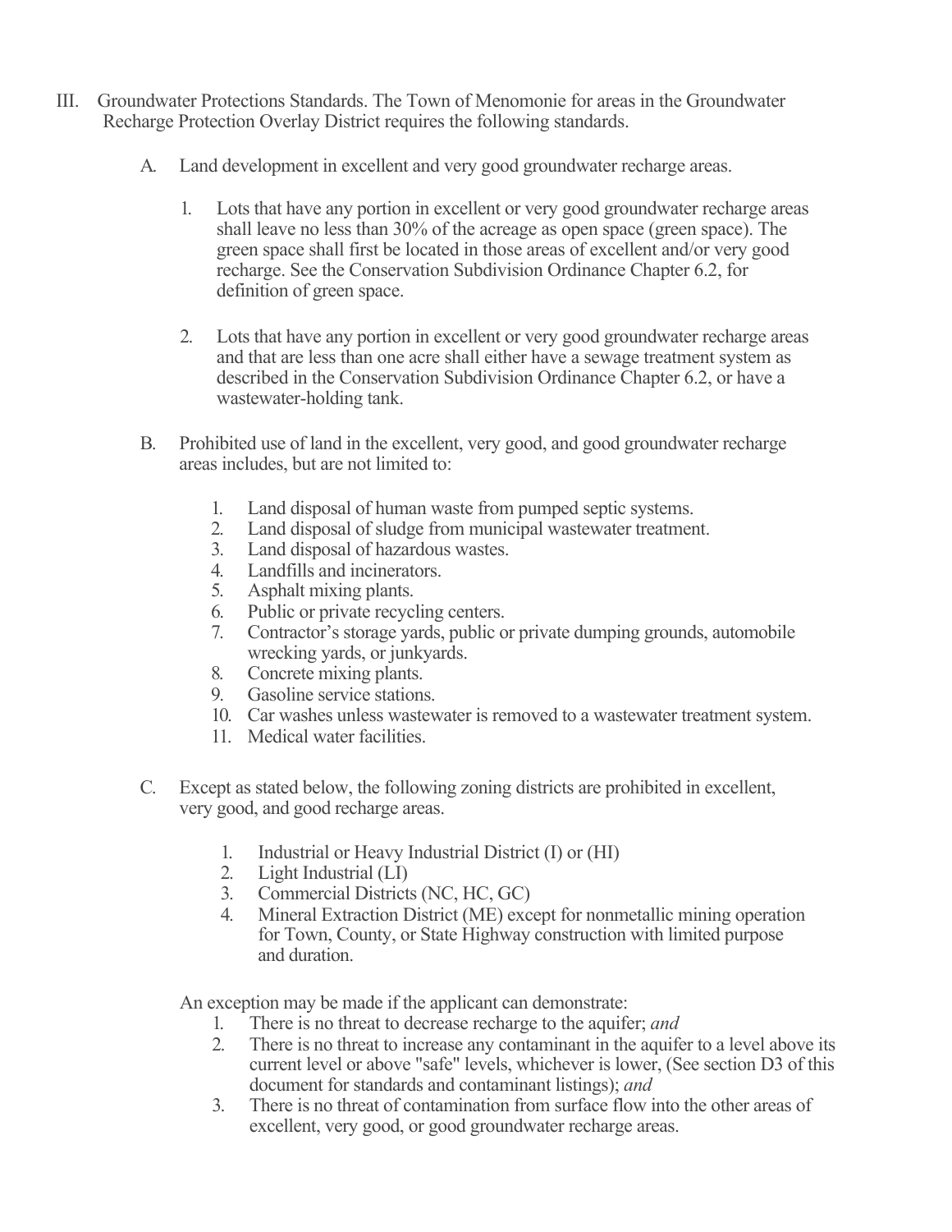III. Groundwater Protections Standards. The Town of Menomonie for areas in the Groundwater Recharge Protection Overlay District requires the following standards.

A. Land development in excellent and very good groundwater recharge areas.

1. Lots that have any portion in excellent or very good groundwater recharge areas shall leave no less than 30% of the acreage as open space (green space). The green space shall first be located in those areas of excellent and/or very good recharge. See the Conservation Subdivision Ordinance Chapter 6.2, for definition of green space.

2. Lots that have any portion in excellent or very good groundwater recharge areas and that are less than one acre shall either have a sewage treatment system as described in the Conservation Subdivision Ordinance Chapter 6.2, or have a wastewater-holding tank.

B. Prohibited use of land in the excellent, very good, and good groundwater recharge areas includes, but are not limited to:

1. Land disposal of human waste from pumped septic systems.
2. Land disposal of sludge from municipal wastewater treatment.
3. Land disposal of hazardous wastes.
4. Landfills and incinerators.
5. Asphalt mixing plants.
6. Public or private recycling centers.
7. Contractor's storage yards, public or private dumping grounds, automobile wrecking yards, or junkyards.
8. Concrete mixing plants.
9. Gasoline service stations.
10. Car washes unless wastewater is removed to a wastewater treatment system.
11. Medical water facilities.

C. Except as stated below, the following zoning districts are prohibited in excellent, very good, and good recharge areas.

1. Industrial or Heavy Industrial District (I) or (HI)
2. Light Industrial (LI)
3. Commercial Districts (NC, HC, GC)
4. Mineral Extraction District (ME) except for nonmetallic mining operation for Town, County, or State Highway construction with limited purpose and duration.

An exception may be made if the applicant can demonstrate:

1. There is no threat to decrease recharge to the aquifer; *and*
2. There is no threat to increase any contaminant in the aquifer to a level above its current level or above "safe" levels, whichever is lower, (See section D3 of this document for standards and contaminant listings); *and*
3. There is no threat of contamination from surface flow into the other areas of excellent, very good, or good groundwater recharge areas.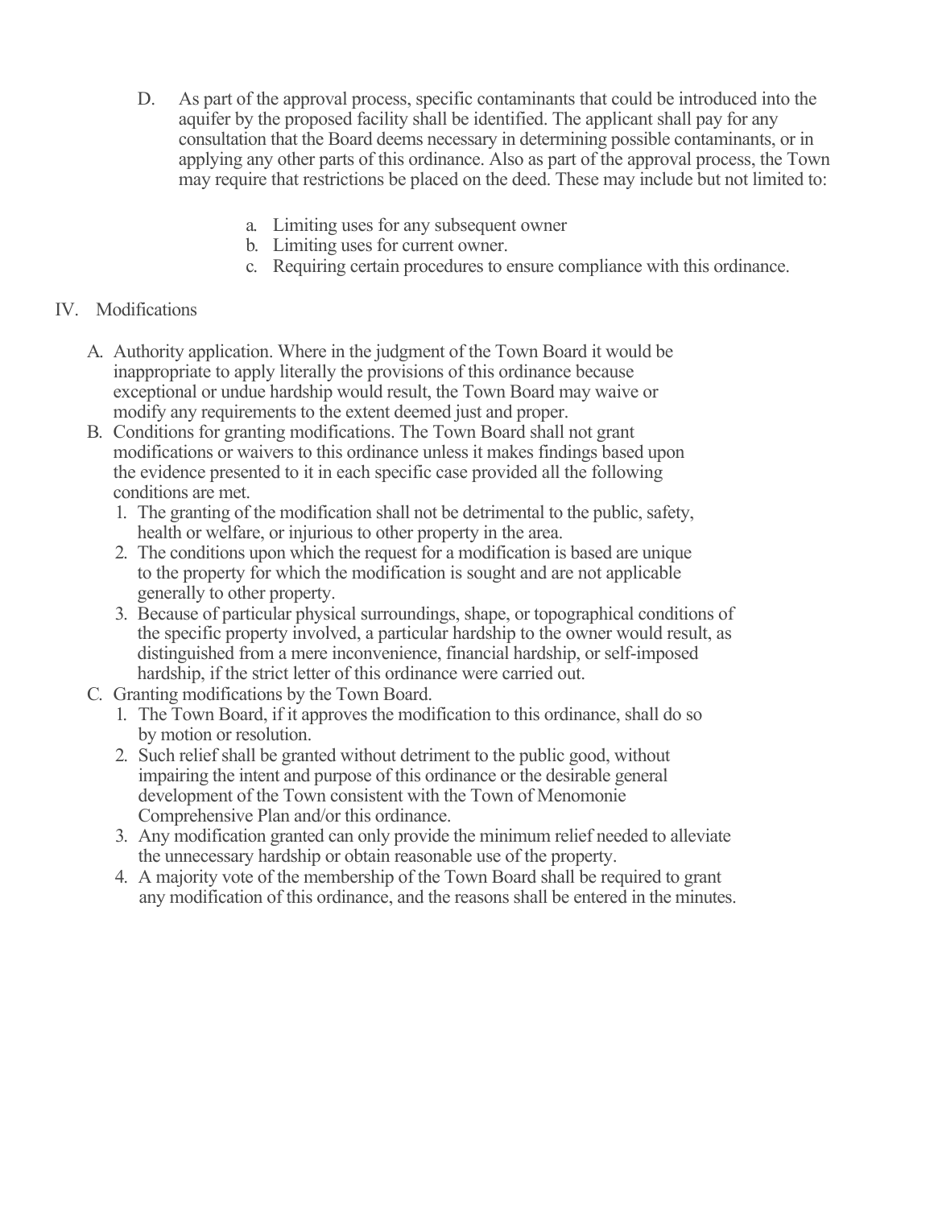D. As part of the approval process, specific contaminants that could be introduced into the aquifer by the proposed facility shall be identified. The applicant shall pay for any consultation that the Board deems necessary in determining possible contaminants, or in applying any other parts of this ordinance. Also as part of the approval process, the Town may require that restrictions be placed on the deed. These may include but not limited to:

   a. Limiting uses for any subsequent owner
   b. Limiting uses for current owner.
   c. Requiring certain procedures to ensure compliance with this ordinance.

## IV. Modifications

A. Authority application. Where in the judgment of the Town Board it would be inappropriate to apply literally the provisions of this ordinance because exceptional or undue hardship would result, the Town Board may waive or modify any requirements to the extent deemed just and proper.

B. Conditions for granting modifications. The Town Board shall not grant modifications or waivers to this ordinance unless it makes findings based upon the evidence presented to it in each specific case provided all the following conditions are met.
   1. The granting of the modification shall not be detrimental to the public, safety, health or welfare, or injurious to other property in the area.
   2. The conditions upon which the request for a modification is based are unique to the property for which the modification is sought and are not applicable generally to other property.
   3. Because of particular physical surroundings, shape, or topographical conditions of the specific property involved, a particular hardship to the owner would result, as distinguished from a mere inconvenience, financial hardship, or self-imposed hardship, if the strict letter of this ordinance were carried out.

C. Granting modifications by the Town Board.
   1. The Town Board, if it approves the modification to this ordinance, shall do so by motion or resolution.
   2. Such relief shall be granted without detriment to the public good, without impairing the intent and purpose of this ordinance or the desirable general development of the Town consistent with the Town of Menomonie Comprehensive Plan and/or this ordinance.
   3. Any modification granted can only provide the minimum relief needed to alleviate the unnecessary hardship or obtain reasonable use of the property.
   4. A majority vote of the membership of the Town Board shall be required to grant any modification of this ordinance, and the reasons shall be entered in the minutes.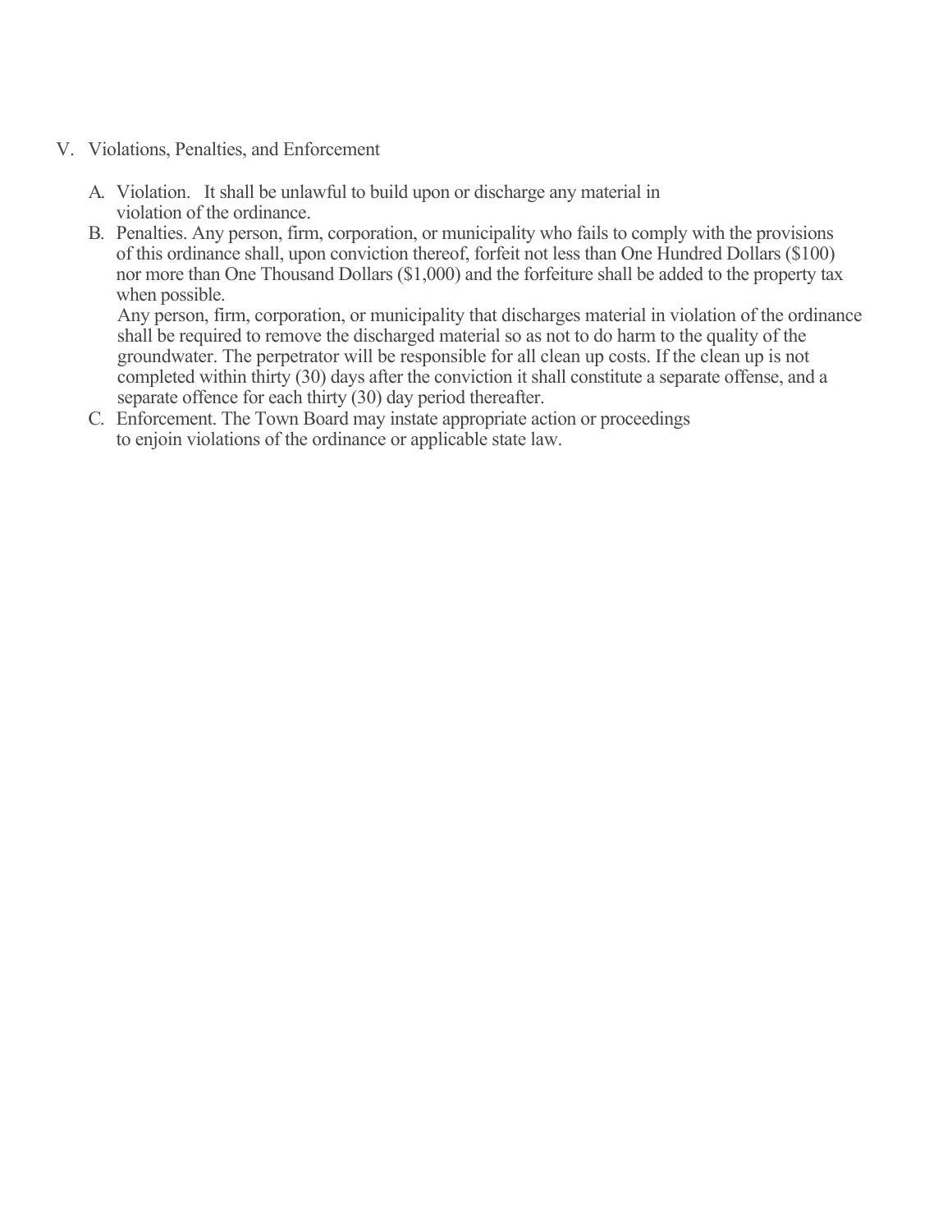V. Violations, Penalties, and Enforcement

A. Violation. It shall be unlawful to build upon or discharge any material in violation of the ordinance.

B. Penalties. Any person, firm, corporation, or municipality who fails to comply with the provisions of this ordinance shall, upon conviction thereof, forfeit not less than One Hundred Dollars ($100) nor more than One Thousand Dollars ($1,000) and the forfeiture shall be added to the property tax when possible.

   Any person, firm, corporation, or municipality that discharges material in violation of the ordinance shall be required to remove the discharged material so as not to do harm to the quality of the groundwater. The perpetrator will be responsible for all clean up costs. If the clean up is not completed within thirty (30) days after the conviction it shall constitute a separate offense, and a separate offence for each thirty (30) day period thereafter.

C. Enforcement. The Town Board may instate appropriate action or proceedings to enjoin violations of the ordinance or applicable state law.